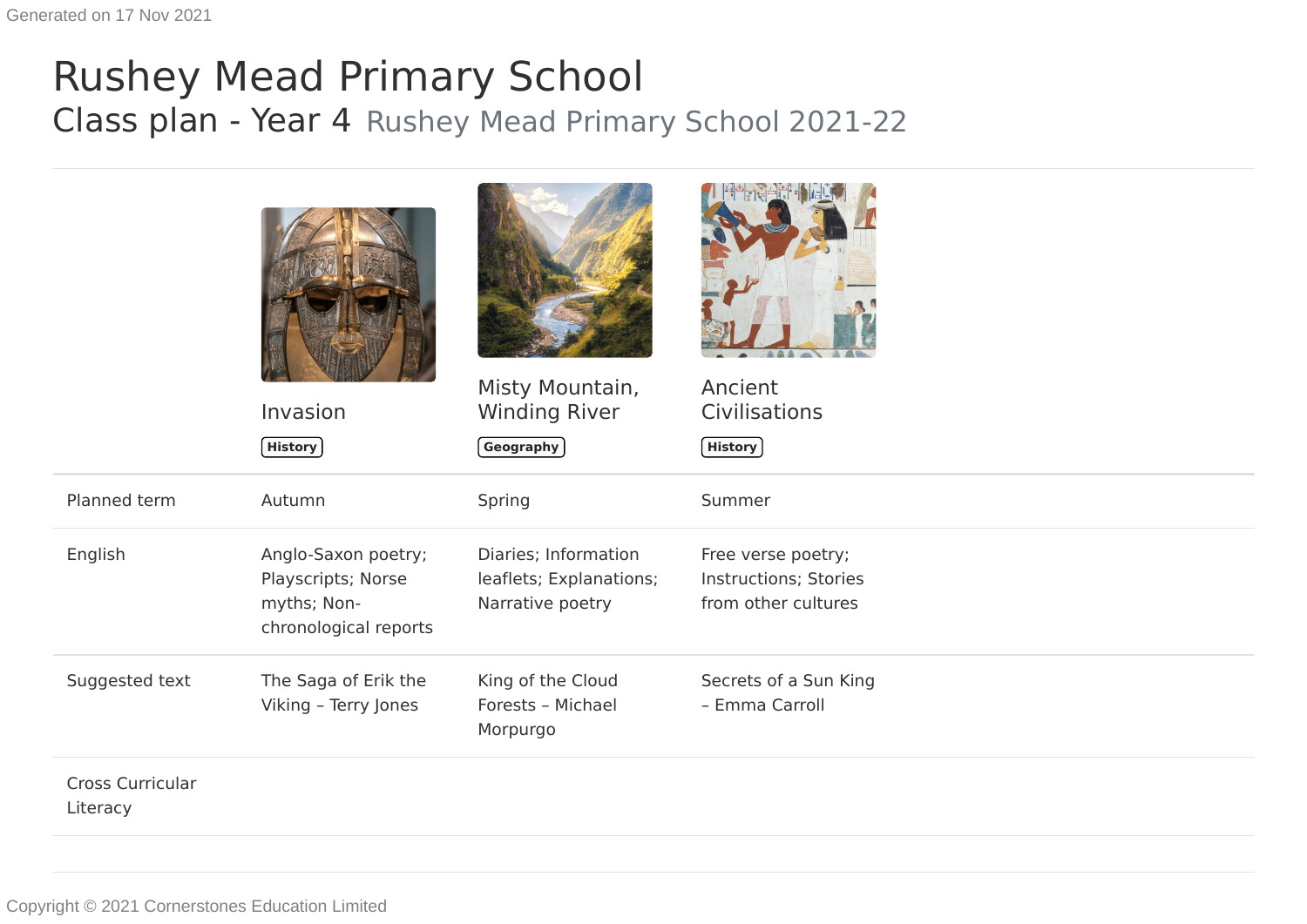Generated on 17 Nov 2021

# Rushey Mead Primary School

## Class plan - Year 4 Rushey Mead Primary School 2021-22

| | Invasion<br>**History** | Misty Mountain, Winding River<br>**Geography** | Ancient Civilisations<br>**History** |
|---|---|---|---|
| Planned term | Autumn | Spring | Summer |
| English | Anglo-Saxon poetry; Playscripts; Norse myths; Non-chronological reports | Diaries; Information leaflets; Explanations; Narrative poetry | Free verse poetry; Instructions; Stories from other cultures |
| Suggested text | The Saga of Erik the Viking – Terry Jones | King of the Cloud Forests – Michael Morpurgo | Secrets of a Sun King – Emma Carroll |
| Cross Curricular Literacy | | | |

Copyright © 2021 Cornerstones Education Limited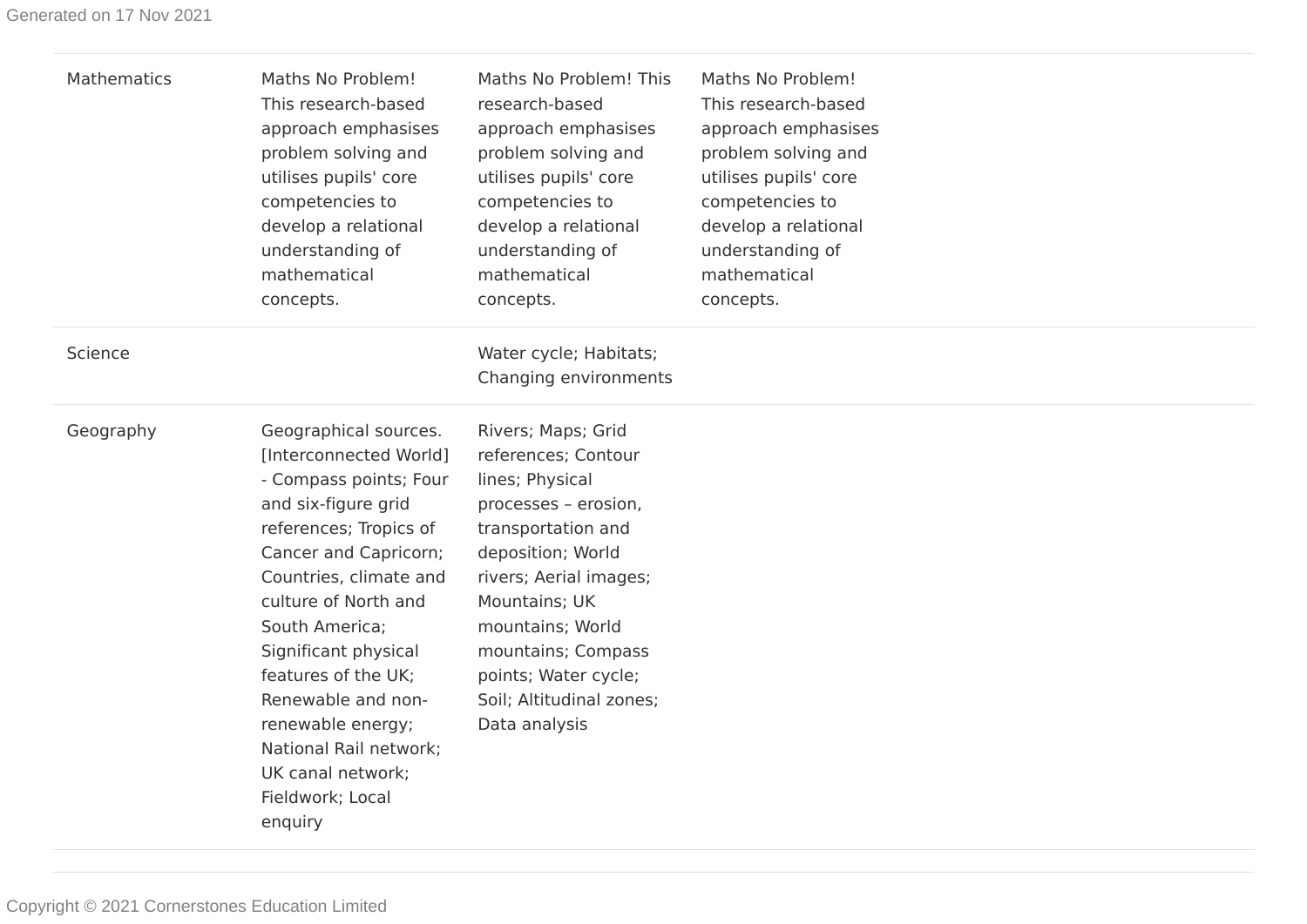| | | | |
|---|---|---|---|
| Mathematics | Maths No Problem! This research-based approach emphasises problem solving and utilises pupils' core competencies to develop a relational understanding of mathematical concepts. | Maths No Problem! This research-based approach emphasises problem solving and utilises pupils' core competencies to develop a relational understanding of mathematical concepts. | Maths No Problem! This research-based approach emphasises problem solving and utilises pupils' core competencies to develop a relational understanding of mathematical concepts. |
| Science | | Water cycle; Habitats; Changing environments | |
| Geography | Geographical sources. [Interconnected World] - Compass points; Four and six-figure grid references; Tropics of Cancer and Capricorn; Countries, climate and culture of North and South America; Significant physical features of the UK; Renewable and non-renewable energy; National Rail network; UK canal network; Fieldwork; Local enquiry | Rivers; Maps; Grid references; Contour lines; Physical processes – erosion, transportation and deposition; World rivers; Aerial images; Mountains; UK mountains; World mountains; Compass points; Water cycle; Soil; Altitudinal zones; Data analysis | |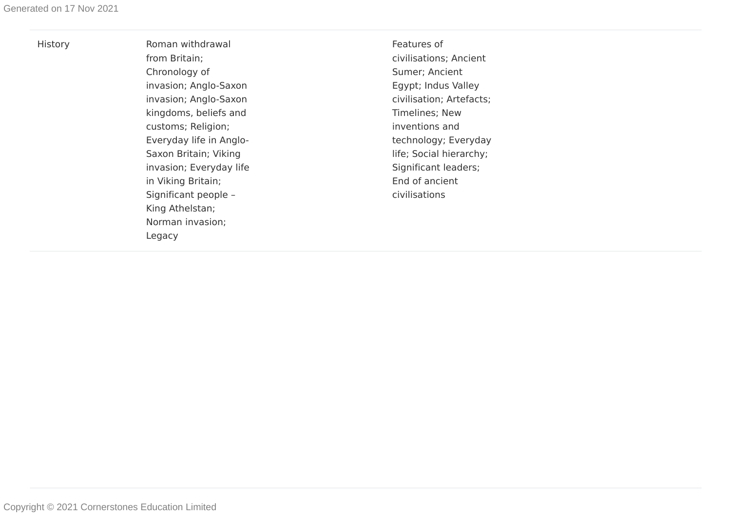| | | | | |
|---|---|---|---|---|
| History | Roman withdrawal from Britain; Chronology of invasion; Anglo-Saxon invasion; Anglo-Saxon kingdoms, beliefs and customs; Religion; Everyday life in Anglo-Saxon Britain; Viking invasion; Everyday life in Viking Britain; Significant people – King Athelstan; Norman invasion; Legacy | | Features of civilisations; Ancient Sumer; Ancient Egypt; Indus Valley civilisation; Artefacts; Timelines; New inventions and technology; Everyday life; Social hierarchy; Significant leaders; End of ancient civilisations | |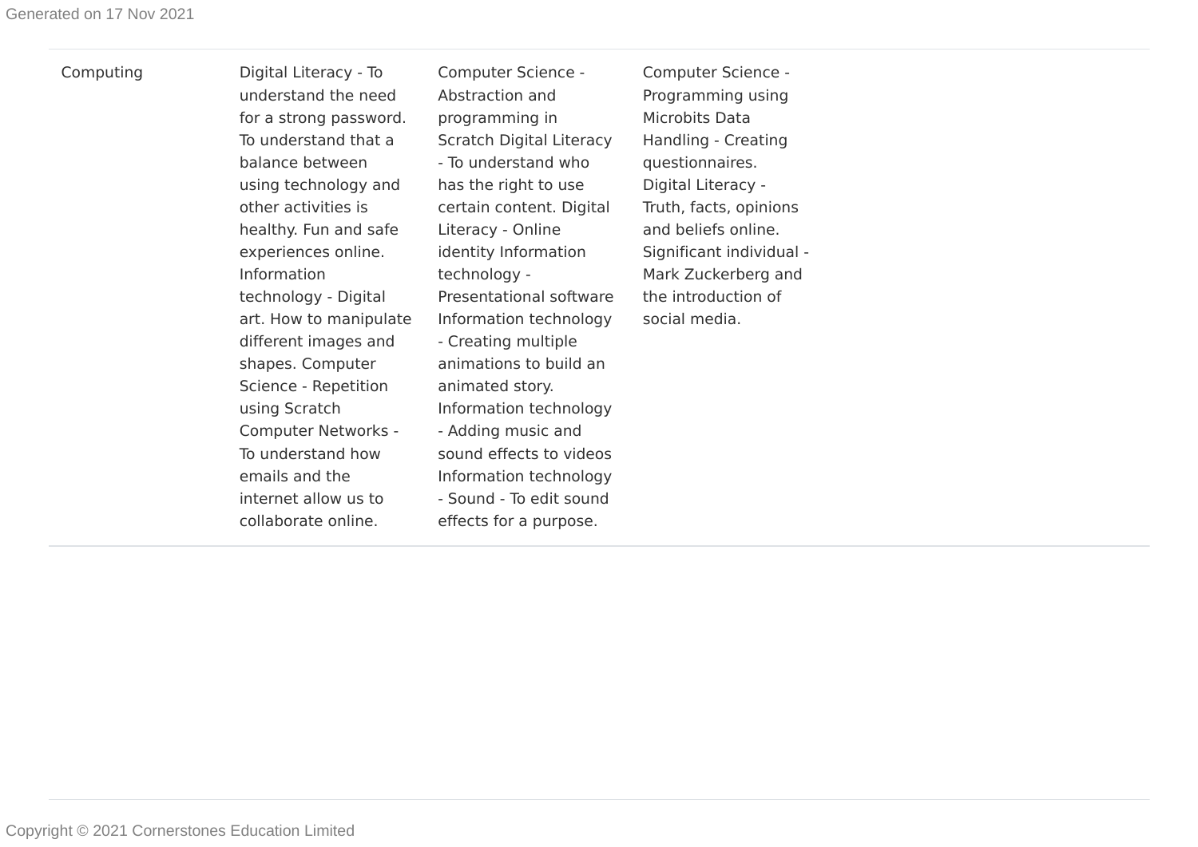| Computing | Digital Literacy - To understand the need for a strong password. To understand that a balance between using technology and other activities is healthy. Fun and safe experiences online. Information technology - Digital art. How to manipulate different images and shapes. Computer Science - Repetition using Scratch Computer Networks - To understand how emails and the internet allow us to collaborate online. | Computer Science - Abstraction and programming in Scratch Digital Literacy - To understand who has the right to use certain content. Digital Literacy - Online identity Information technology - Presentational software Information technology - Creating multiple animations to build an animated story. Information technology - Adding music and sound effects to videos Information technology - Sound - To edit sound effects for a purpose. | Computer Science - Programming using Microbits Data Handling - Creating questionnaires. Digital Literacy - Truth, facts, opinions and beliefs online. Significant individual - Mark Zuckerberg and the introduction of social media. |
|---|---|---|---|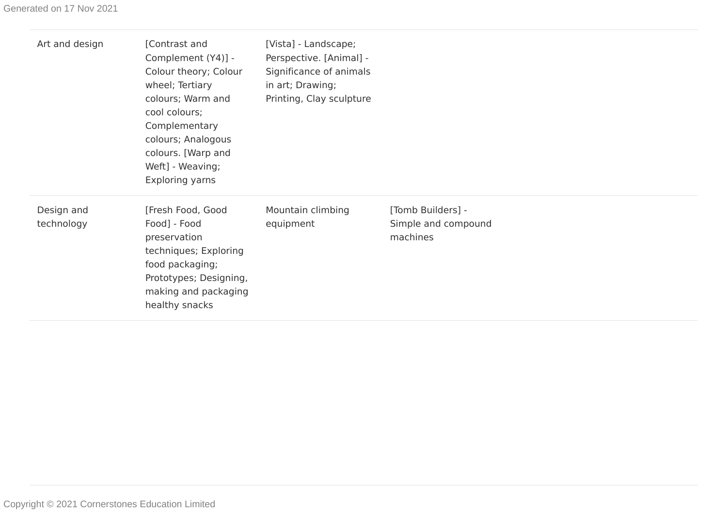| | | | |
|---|---|---|---|
| Art and design | [Contrast and Complement (Y4)] - Colour theory; Colour wheel; Tertiary colours; Warm and cool colours; Complementary colours; Analogous colours. [Warp and Weft] - Weaving; Exploring yarns | [Vista] - Landscape; Perspective. [Animal] - Significance of animals in art; Drawing; Printing, Clay sculpture | |
| Design and technology | [Fresh Food, Good Food] - Food preservation techniques; Exploring food packaging; Prototypes; Designing, making and packaging healthy snacks | Mountain climbing equipment | [Tomb Builders] - Simple and compound machines |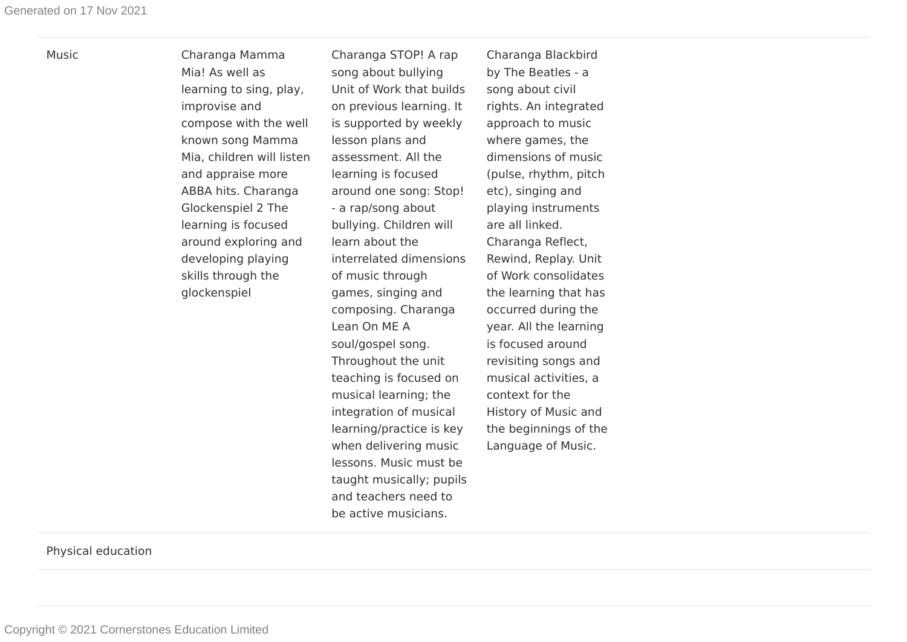| | | | | |
|---|---|---|---|---|
| Music | Charanga Mamma Mia! As well as learning to sing, play, improvise and compose with the well known song Mamma Mia, children will listen and appraise more ABBA hits. Charanga Glockenspiel 2 The learning is focused around exploring and developing playing skills through the glockenspiel | Charanga STOP! A rap song about bullying Unit of Work that builds on previous learning. It is supported by weekly lesson plans and assessment. All the learning is focused around one song: Stop! - a rap/song about bullying. Children will learn about the interrelated dimensions of music through games, singing and composing. Charanga Lean On ME A soul/gospel song. Throughout the unit teaching is focused on musical learning; the integration of musical learning/practice is key when delivering music lessons. Music must be taught musically; pupils and teachers need to be active musicians. | Charanga Blackbird by The Beatles - a song about civil rights. An integrated approach to music where games, the dimensions of music (pulse, rhythm, pitch etc), singing and playing instruments are all linked. Charanga Reflect, Rewind, Replay. Unit of Work consolidates the learning that has occurred during the year. All the learning is focused around revisiting songs and musical activities, a context for the History of Music and the beginnings of the Language of Music. | |
| Physical education | | | | |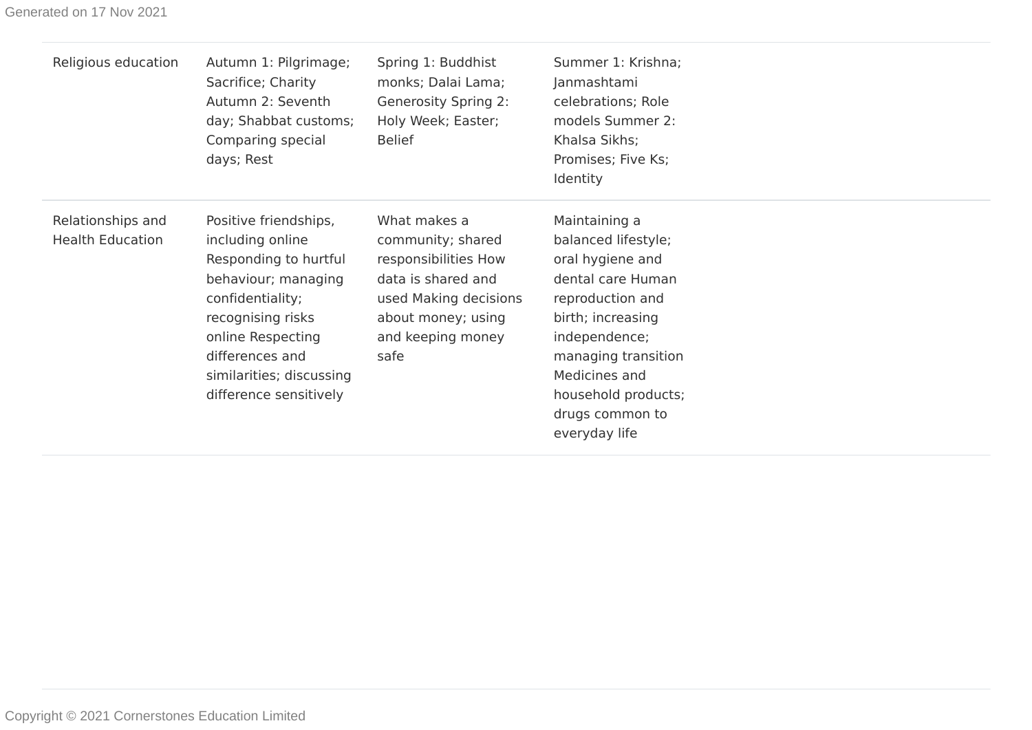| | | | |
|---|---|---|---|
| Religious education | Autumn 1: Pilgrimage; Sacrifice; Charity Autumn 2: Seventh day; Shabbat customs; Comparing special days; Rest | Spring 1: Buddhist monks; Dalai Lama; Generosity Spring 2: Holy Week; Easter; Belief | Summer 1: Krishna; Janmashtami celebrations; Role models Summer 2: Khalsa Sikhs; Promises; Five Ks; Identity |
| Relationships and Health Education | Positive friendships, including online Responding to hurtful behaviour; managing confidentiality; recognising risks online Respecting differences and similarities; discussing difference sensitively | What makes a community; shared responsibilities How data is shared and used Making decisions about money; using and keeping money safe | Maintaining a balanced lifestyle; oral hygiene and dental care Human reproduction and birth; increasing independence; managing transition Medicines and household products; drugs common to everyday life |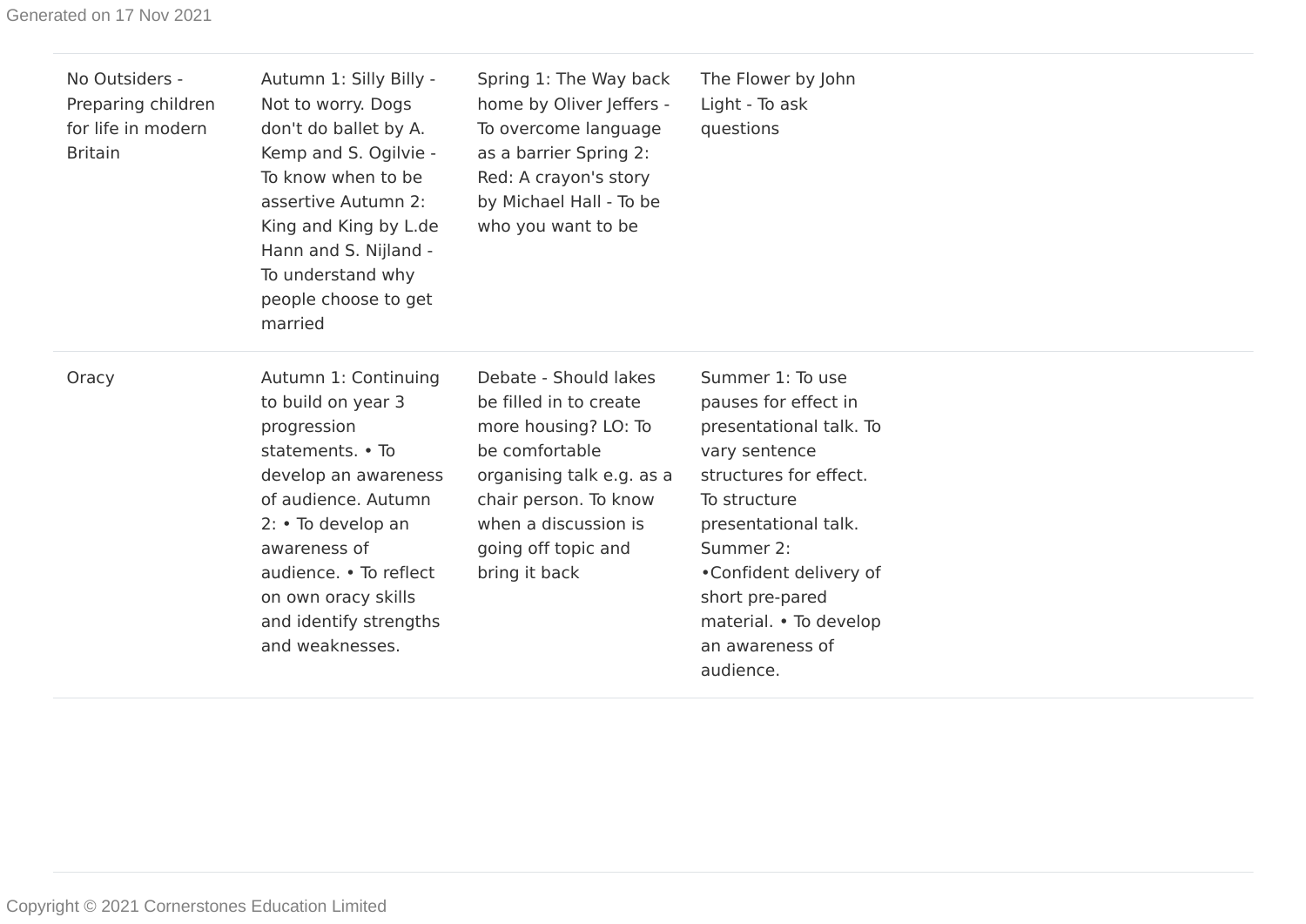| | | | |
|---|---|---|---|
| No Outsiders - Preparing children for life in modern Britain | Autumn 1: Silly Billy - Not to worry. Dogs don't do ballet by A. Kemp and S. Ogilvie - To know when to be assertive Autumn 2: King and King by L.de Hann and S. Nijland - To understand why people choose to get married | Spring 1: The Way back home by Oliver Jeffers - To overcome language as a barrier Spring 2: Red: A crayon's story by Michael Hall - To be who you want to be | The Flower by John Light - To ask questions |
| Oracy | Autumn 1: Continuing to build on year 3 progression statements. • To develop an awareness of audience. Autumn 2: • To develop an awareness of audience. • To reflect on own oracy skills and identify strengths and weaknesses. | Debate - Should lakes be filled in to create more housing? LO: To be comfortable organising talk e.g. as a chair person. To know when a discussion is going off topic and bring it back | Summer 1: To use pauses for effect in presentational talk. To vary sentence structures for effect. To structure presentational talk. Summer 2: •Confident delivery of short pre-pared material. • To develop an awareness of audience. |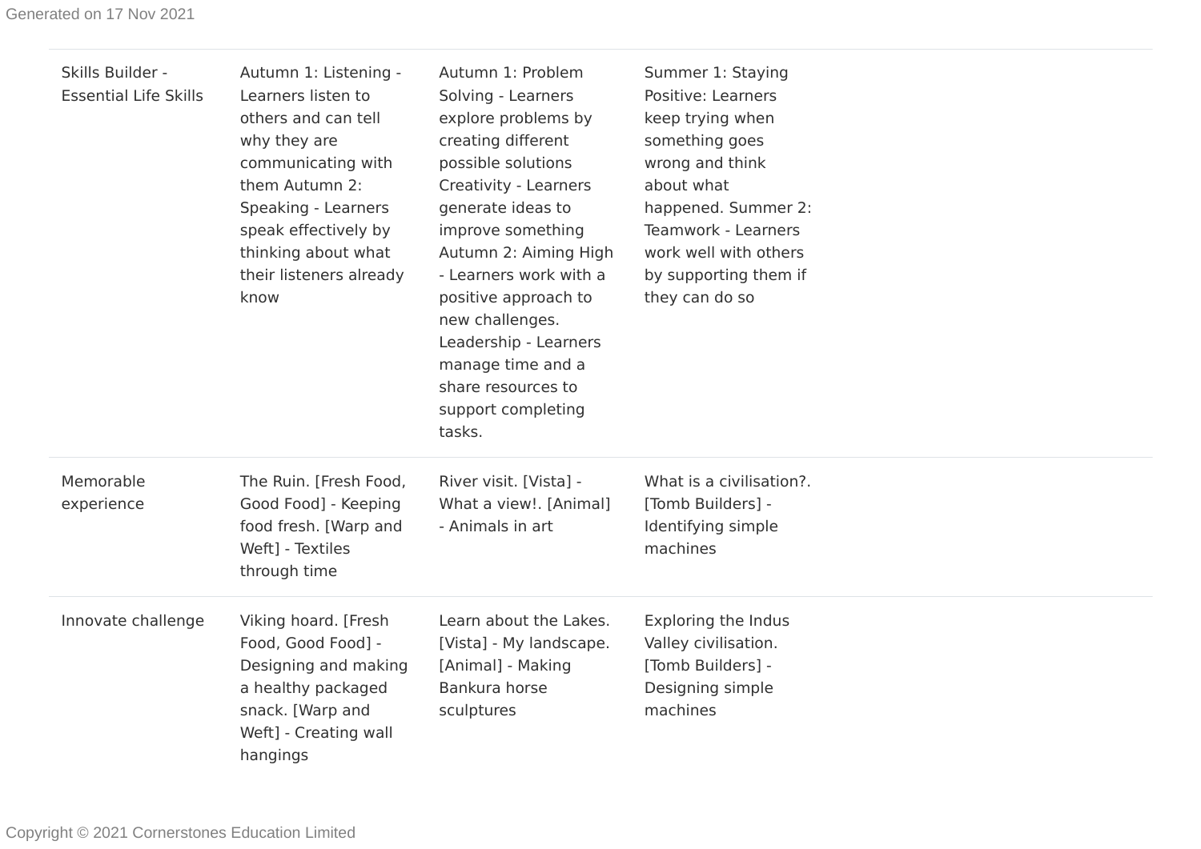| | | | |
|---|---|---|---|
| Skills Builder - Essential Life Skills | Autumn 1: Listening - Learners listen to others and can tell why they are communicating with them Autumn 2: Speaking - Learners speak effectively by thinking about what their listeners already know | Autumn 1: Problem Solving - Learners explore problems by creating different possible solutions Creativity - Learners generate ideas to improve something Autumn 2: Aiming High - Learners work with a positive approach to new challenges. Leadership - Learners manage time and a share resources to support completing tasks. | Summer 1: Staying Positive: Learners keep trying when something goes wrong and think about what happened. Summer 2: Teamwork - Learners work well with others by supporting them if they can do so |
| Memorable experience | The Ruin. [Fresh Food, Good Food] - Keeping food fresh. [Warp and Weft] - Textiles through time | River visit. [Vista] - What a view!. [Animal] - Animals in art | What is a civilisation?. [Tomb Builders] - Identifying simple machines |
| Innovate challenge | Viking hoard. [Fresh Food, Good Food] - Designing and making a healthy packaged snack. [Warp and Weft] - Creating wall hangings | Learn about the Lakes. [Vista] - My landscape. [Animal] - Making Bankura horse sculptures | Exploring the Indus Valley civilisation. [Tomb Builders] - Designing simple machines |